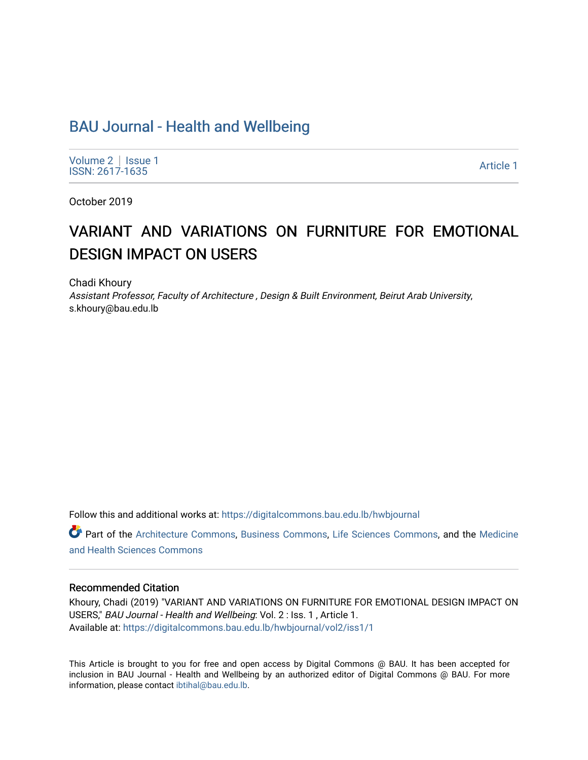# BAU Journal - Health and Wellbeing

Volume 2 | Issue 1
ISSN: 2617-1635

Article 1

October 2019

# VARIANT AND VARIATIONS ON FURNITURE FOR EMOTIONAL DESIGN IMPACT ON USERS

Chadi Khoury
*Assistant Professor, Faculty of Architecture , Design & Built Environment, Beirut Arab University*, s.khoury@bau.edu.lb

Follow this and additional works at: https://digitalcommons.bau.edu.lb/hwbjournal

Part of the Architecture Commons, Business Commons, Life Sciences Commons, and the Medicine and Health Sciences Commons

## Recommended Citation

Khoury, Chadi (2019) "VARIANT AND VARIATIONS ON FURNITURE FOR EMOTIONAL DESIGN IMPACT ON USERS," *BAU Journal - Health and Wellbeing*: Vol. 2 : Iss. 1 , Article 1.
Available at: https://digitalcommons.bau.edu.lb/hwbjournal/vol2/iss1/1

This Article is brought to you for free and open access by Digital Commons @ BAU. It has been accepted for inclusion in BAU Journal - Health and Wellbeing by an authorized editor of Digital Commons @ BAU. For more information, please contact ibtihal@bau.edu.lb.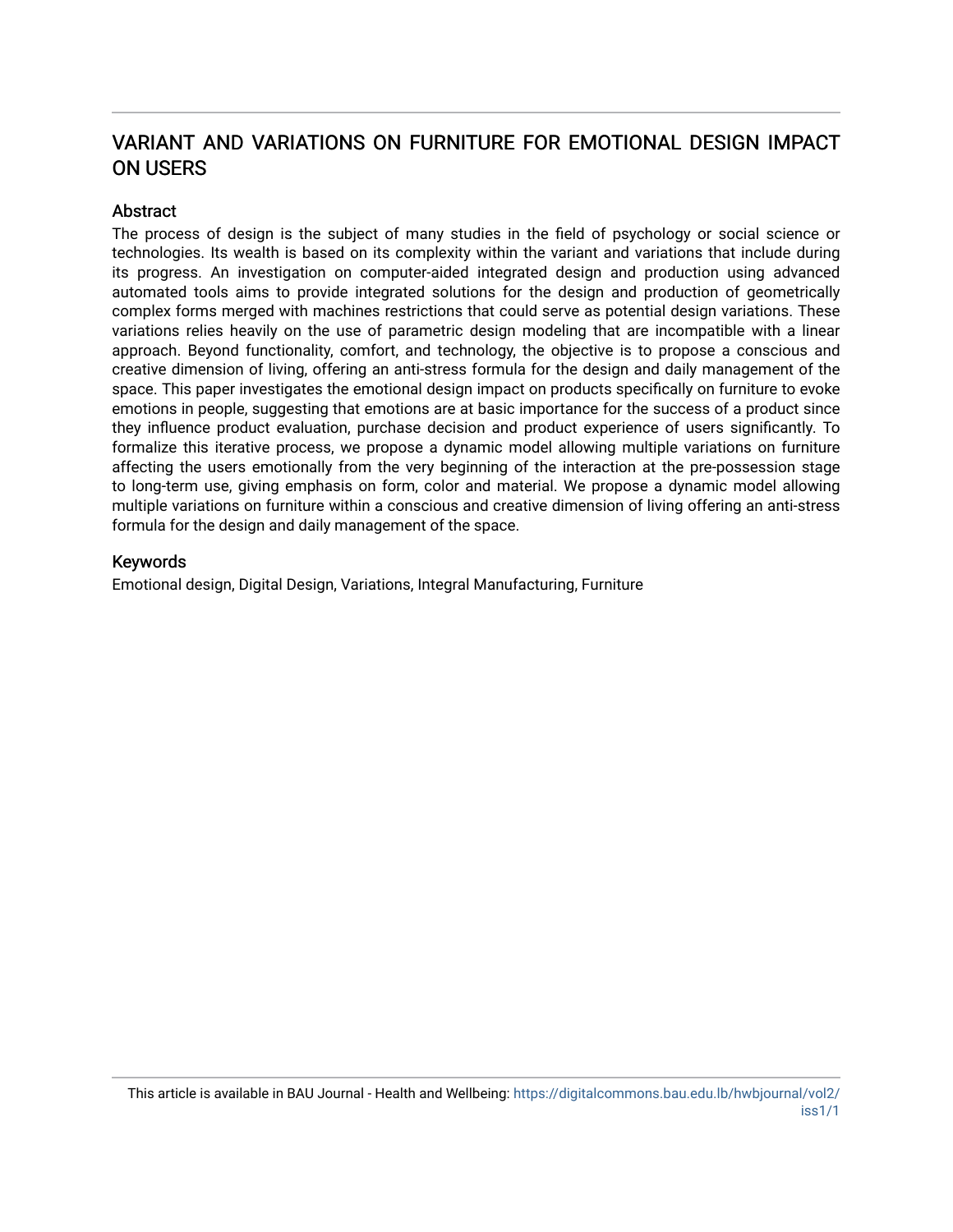# VARIANT AND VARIATIONS ON FURNITURE FOR EMOTIONAL DESIGN IMPACT ON USERS

## Abstract

The process of design is the subject of many studies in the field of psychology or social science or technologies. Its wealth is based on its complexity within the variant and variations that include during its progress. An investigation on computer-aided integrated design and production using advanced automated tools aims to provide integrated solutions for the design and production of geometrically complex forms merged with machines restrictions that could serve as potential design variations. These variations relies heavily on the use of parametric design modeling that are incompatible with a linear approach. Beyond functionality, comfort, and technology, the objective is to propose a conscious and creative dimension of living, offering an anti-stress formula for the design and daily management of the space. This paper investigates the emotional design impact on products specifically on furniture to evoke emotions in people, suggesting that emotions are at basic importance for the success of a product since they influence product evaluation, purchase decision and product experience of users significantly. To formalize this iterative process, we propose a dynamic model allowing multiple variations on furniture affecting the users emotionally from the very beginning of the interaction at the pre-possession stage to long-term use, giving emphasis on form, color and material. We propose a dynamic model allowing multiple variations on furniture within a conscious and creative dimension of living offering an anti-stress formula for the design and daily management of the space.

## Keywords

Emotional design, Digital Design, Variations, Integral Manufacturing, Furniture

This article is available in BAU Journal - Health and Wellbeing: https://digitalcommons.bau.edu.lb/hwbjournal/vol2/iss1/1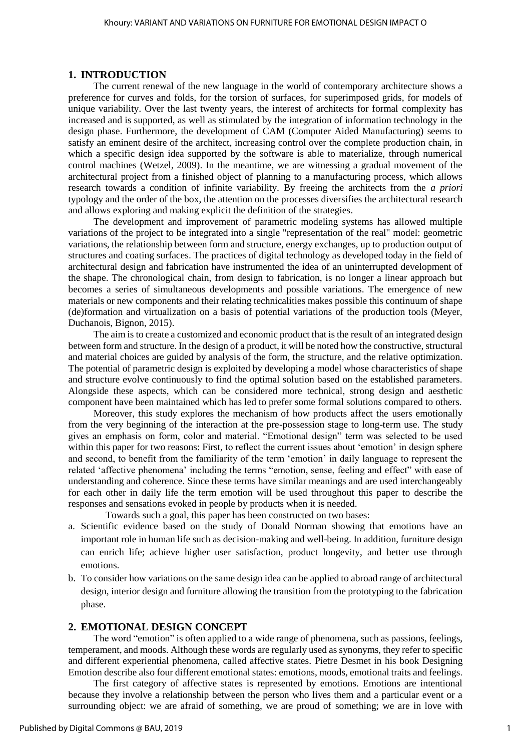## 1. INTRODUCTION

The current renewal of the new language in the world of contemporary architecture shows a preference for curves and folds, for the torsion of surfaces, for superimposed grids, for models of unique variability. Over the last twenty years, the interest of architects for formal complexity has increased and is supported, as well as stimulated by the integration of information technology in the design phase. Furthermore, the development of CAM (Computer Aided Manufacturing) seems to satisfy an eminent desire of the architect, increasing control over the complete production chain, in which a specific design idea supported by the software is able to materialize, through numerical control machines (Wetzel, 2009). In the meantime, we are witnessing a gradual movement of the architectural project from a finished object of planning to a manufacturing process, which allows research towards a condition of infinite variability. By freeing the architects from the *a priori* typology and the order of the box, the attention on the processes diversifies the architectural research and allows exploring and making explicit the definition of the strategies.

The development and improvement of parametric modeling systems has allowed multiple variations of the project to be integrated into a single "representation of the real" model: geometric variations, the relationship between form and structure, energy exchanges, up to production output of structures and coating surfaces. The practices of digital technology as developed today in the field of architectural design and fabrication have instrumented the idea of an uninterrupted development of the shape. The chronological chain, from design to fabrication, is no longer a linear approach but becomes a series of simultaneous developments and possible variations. The emergence of new materials or new components and their relating technicalities makes possible this continuum of shape (de)formation and virtualization on a basis of potential variations of the production tools (Meyer, Duchanois, Bignon, 2015).

The aim is to create a customized and economic product that is the result of an integrated design between form and structure. In the design of a product, it will be noted how the constructive, structural and material choices are guided by analysis of the form, the structure, and the relative optimization. The potential of parametric design is exploited by developing a model whose characteristics of shape and structure evolve continuously to find the optimal solution based on the established parameters. Alongside these aspects, which can be considered more technical, strong design and aesthetic component have been maintained which has led to prefer some formal solutions compared to others.

Moreover, this study explores the mechanism of how products affect the users emotionally from the very beginning of the interaction at the pre-possession stage to long-term use. The study gives an emphasis on form, color and material. "Emotional design" term was selected to be used within this paper for two reasons: First, to reflect the current issues about 'emotion' in design sphere and second, to benefit from the familiarity of the term 'emotion' in daily language to represent the related 'affective phenomena' including the terms "emotion, sense, feeling and effect" with ease of understanding and coherence. Since these terms have similar meanings and are used interchangeably for each other in daily life the term emotion will be used throughout this paper to describe the responses and sensations evoked in people by products when it is needed.

Towards such a goal, this paper has been constructed on two bases:

a. Scientific evidence based on the study of Donald Norman showing that emotions have an important role in human life such as decision-making and well-being. In addition, furniture design can enrich life; achieve higher user satisfaction, product longevity, and better use through emotions.
b. To consider how variations on the same design idea can be applied to abroad range of architectural design, interior design and furniture allowing the transition from the prototyping to the fabrication phase.

## 2. EMOTIONAL DESIGN CONCEPT

The word "emotion" is often applied to a wide range of phenomena, such as passions, feelings, temperament, and moods. Although these words are regularly used as synonyms, they refer to specific and different experiential phenomena, called affective states. Pietre Desmet in his book Designing Emotion describe also four different emotional states: emotions, moods, emotional traits and feelings.

The first category of affective states is represented by emotions. Emotions are intentional because they involve a relationship between the person who lives them and a particular event or a surrounding object: we are afraid of something, we are proud of something; we are in love with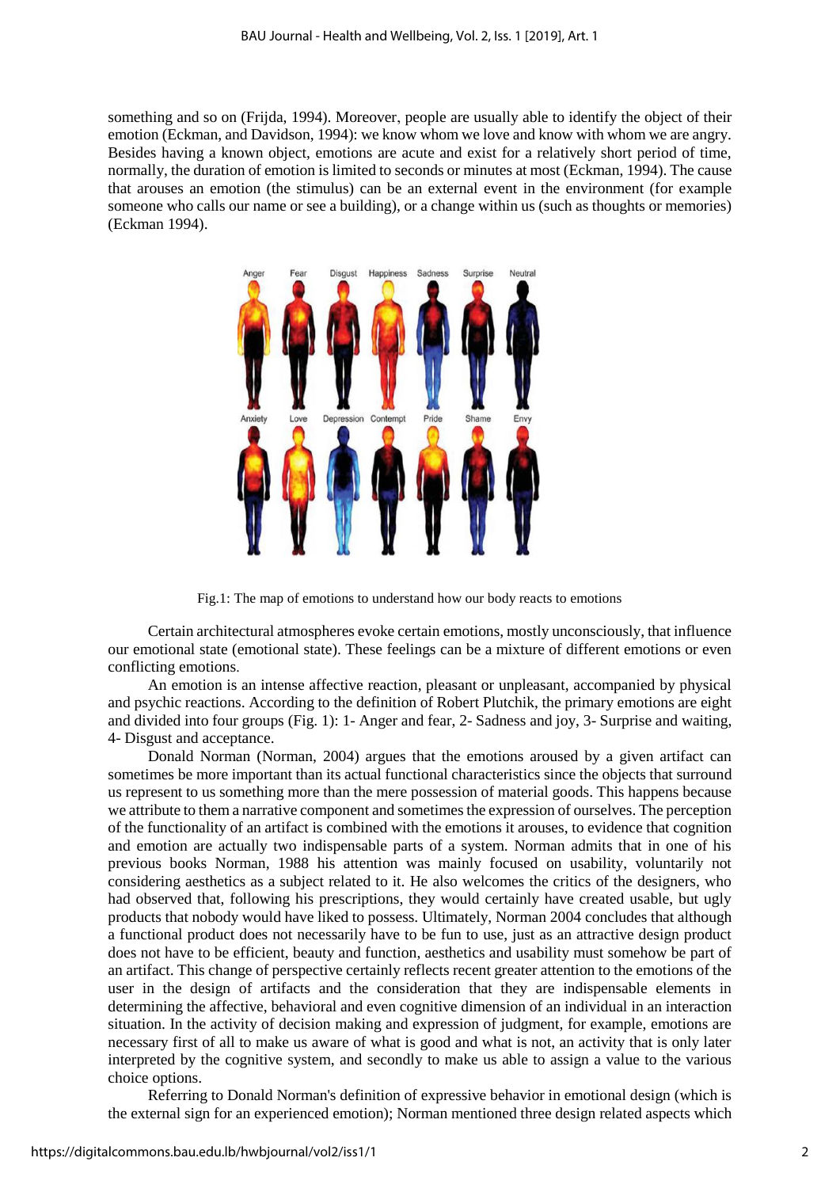something and so on (Frijda, 1994). Moreover, people are usually able to identify the object of their emotion (Eckman, and Davidson, 1994): we know whom we love and know with whom we are angry. Besides having a known object, emotions are acute and exist for a relatively short period of time, normally, the duration of emotion is limited to seconds or minutes at most (Eckman, 1994). The cause that arouses an emotion (the stimulus) can be an external event in the environment (for example someone who calls our name or see a building), or a change within us (such as thoughts or memories) (Eckman 1994).

Fig.1: The map of emotions to understand how our body reacts to emotions

Certain architectural atmospheres evoke certain emotions, mostly unconsciously, that influence our emotional state (emotional state). These feelings can be a mixture of different emotions or even conflicting emotions.

An emotion is an intense affective reaction, pleasant or unpleasant, accompanied by physical and psychic reactions. According to the definition of Robert Plutchik, the primary emotions are eight and divided into four groups (Fig. 1): 1- Anger and fear, 2- Sadness and joy, 3- Surprise and waiting, 4- Disgust and acceptance.

Donald Norman (Norman, 2004) argues that the emotions aroused by a given artifact can sometimes be more important than its actual functional characteristics since the objects that surround us represent to us something more than the mere possession of material goods. This happens because we attribute to them a narrative component and sometimes the expression of ourselves. The perception of the functionality of an artifact is combined with the emotions it arouses, to evidence that cognition and emotion are actually two indispensable parts of a system. Norman admits that in one of his previous books Norman, 1988 his attention was mainly focused on usability, voluntarily not considering aesthetics as a subject related to it. He also welcomes the critics of the designers, who had observed that, following his prescriptions, they would certainly have created usable, but ugly products that nobody would have liked to possess. Ultimately, Norman 2004 concludes that although a functional product does not necessarily have to be fun to use, just as an attractive design product does not have to be efficient, beauty and function, aesthetics and usability must somehow be part of an artifact. This change of perspective certainly reflects recent greater attention to the emotions of the user in the design of artifacts and the consideration that they are indispensable elements in determining the affective, behavioral and even cognitive dimension of an individual in an interaction situation. In the activity of decision making and expression of judgment, for example, emotions are necessary first of all to make us aware of what is good and what is not, an activity that is only later interpreted by the cognitive system, and secondly to make us able to assign a value to the various choice options.

Referring to Donald Norman's definition of expressive behavior in emotional design (which is the external sign for an experienced emotion); Norman mentioned three design related aspects which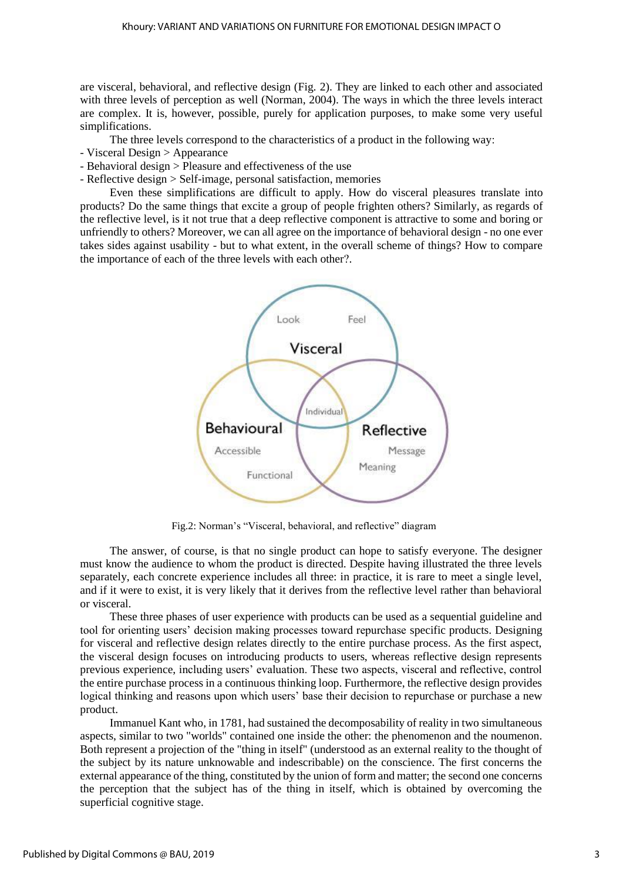are visceral, behavioral, and reflective design (Fig. 2). They are linked to each other and associated with three levels of perception as well (Norman, 2004). The ways in which the three levels interact are complex. It is, however, possible, purely for application purposes, to make some very useful simplifications.

The three levels correspond to the characteristics of a product in the following way:

- Visceral Design > Appearance
- Behavioral design > Pleasure and effectiveness of the use
- Reflective design > Self-image, personal satisfaction, memories

Even these simplifications are difficult to apply. How do visceral pleasures translate into products? Do the same things that excite a group of people frighten others? Similarly, as regards of the reflective level, is it not true that a deep reflective component is attractive to some and boring or unfriendly to others? Moreover, we can all agree on the importance of behavioral design - no one ever takes sides against usability - but to what extent, in the overall scheme of things? How to compare the importance of each of the three levels with each other?.

Fig.2: Norman's "Visceral, behavioral, and reflective" diagram

The answer, of course, is that no single product can hope to satisfy everyone. The designer must know the audience to whom the product is directed. Despite having illustrated the three levels separately, each concrete experience includes all three: in practice, it is rare to meet a single level, and if it were to exist, it is very likely that it derives from the reflective level rather than behavioral or visceral.

These three phases of user experience with products can be used as a sequential guideline and tool for orienting users' decision making processes toward repurchase specific products. Designing for visceral and reflective design relates directly to the entire purchase process. As the first aspect, the visceral design focuses on introducing products to users, whereas reflective design represents previous experience, including users' evaluation. These two aspects, visceral and reflective, control the entire purchase process in a continuous thinking loop. Furthermore, the reflective design provides logical thinking and reasons upon which users' base their decision to repurchase or purchase a new product.

Immanuel Kant who, in 1781, had sustained the decomposability of reality in two simultaneous aspects, similar to two "worlds" contained one inside the other: the phenomenon and the noumenon. Both represent a projection of the "thing in itself" (understood as an external reality to the thought of the subject by its nature unknowable and indescribable) on the conscience. The first concerns the external appearance of the thing, constituted by the union of form and matter; the second one concerns the perception that the subject has of the thing in itself, which is obtained by overcoming the superficial cognitive stage.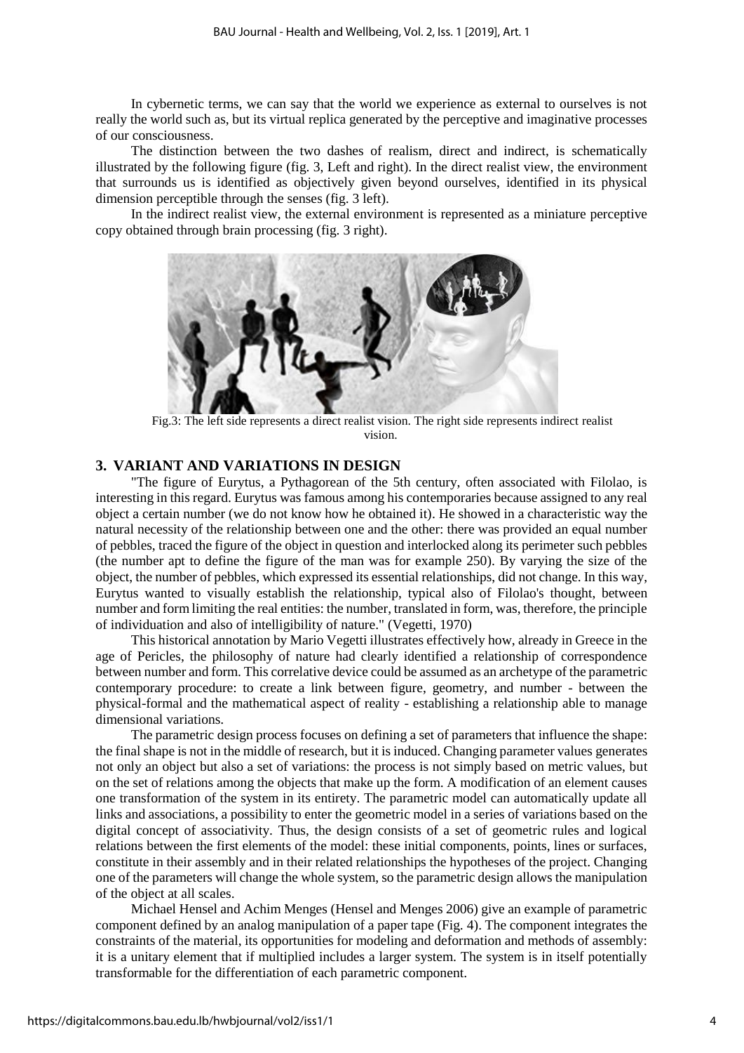In cybernetic terms, we can say that the world we experience as external to ourselves is not really the world such as, but its virtual replica generated by the perceptive and imaginative processes of our consciousness.

The distinction between the two dashes of realism, direct and indirect, is schematically illustrated by the following figure (fig. 3, Left and right). In the direct realist view, the environment that surrounds us is identified as objectively given beyond ourselves, identified in its physical dimension perceptible through the senses (fig. 3 left).

In the indirect realist view, the external environment is represented as a miniature perceptive copy obtained through brain processing (fig. 3 right).

Fig.3: The left side represents a direct realist vision. The right side represents indirect realist vision.

## 3. VARIANT AND VARIATIONS IN DESIGN

"The figure of Eurytus, a Pythagorean of the 5th century, often associated with Filolao, is interesting in this regard. Eurytus was famous among his contemporaries because assigned to any real object a certain number (we do not know how he obtained it). He showed in a characteristic way the natural necessity of the relationship between one and the other: there was provided an equal number of pebbles, traced the figure of the object in question and interlocked along its perimeter such pebbles (the number apt to define the figure of the man was for example 250). By varying the size of the object, the number of pebbles, which expressed its essential relationships, did not change. In this way, Eurytus wanted to visually establish the relationship, typical also of Filolao's thought, between number and form limiting the real entities: the number, translated in form, was, therefore, the principle of individuation and also of intelligibility of nature." (Vegetti, 1970)

This historical annotation by Mario Vegetti illustrates effectively how, already in Greece in the age of Pericles, the philosophy of nature had clearly identified a relationship of correspondence between number and form. This correlative device could be assumed as an archetype of the parametric contemporary procedure: to create a link between figure, geometry, and number - between the physical-formal and the mathematical aspect of reality - establishing a relationship able to manage dimensional variations.

The parametric design process focuses on defining a set of parameters that influence the shape: the final shape is not in the middle of research, but it is induced. Changing parameter values generates not only an object but also a set of variations: the process is not simply based on metric values, but on the set of relations among the objects that make up the form. A modification of an element causes one transformation of the system in its entirety. The parametric model can automatically update all links and associations, a possibility to enter the geometric model in a series of variations based on the digital concept of associativity. Thus, the design consists of a set of geometric rules and logical relations between the first elements of the model: these initial components, points, lines or surfaces, constitute in their assembly and in their related relationships the hypotheses of the project. Changing one of the parameters will change the whole system, so the parametric design allows the manipulation of the object at all scales.

Michael Hensel and Achim Menges (Hensel and Menges 2006) give an example of parametric component defined by an analog manipulation of a paper tape (Fig. 4). The component integrates the constraints of the material, its opportunities for modeling and deformation and methods of assembly: it is a unitary element that if multiplied includes a larger system. The system is in itself potentially transformable for the differentiation of each parametric component.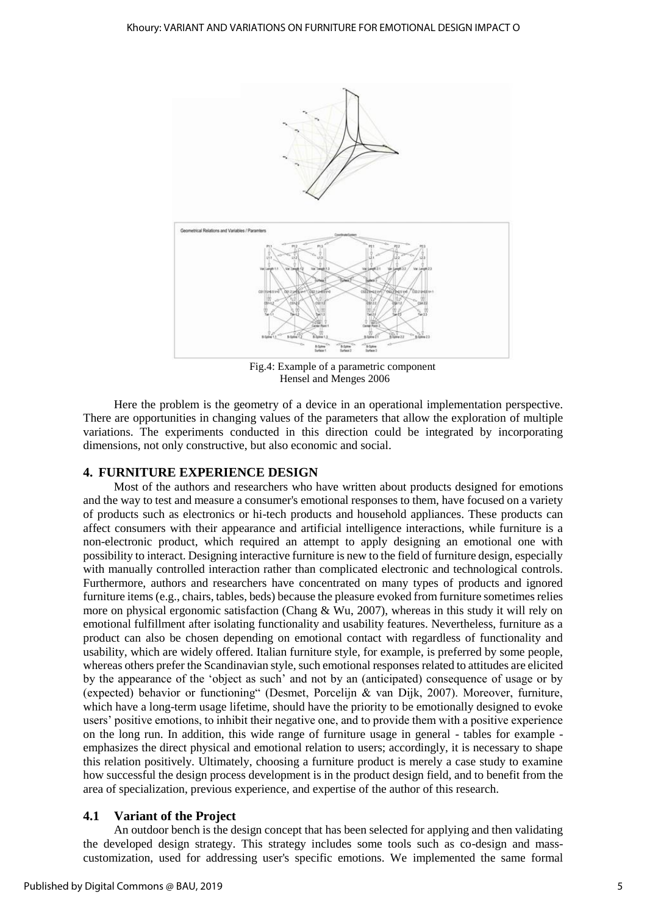Fig.4: Example of a parametric component
Hensel and Menges 2006

Here the problem is the geometry of a device in an operational implementation perspective. There are opportunities in changing values of the parameters that allow the exploration of multiple variations. The experiments conducted in this direction could be integrated by incorporating dimensions, not only constructive, but also economic and social.

## 4. FURNITURE EXPERIENCE DESIGN

Most of the authors and researchers who have written about products designed for emotions and the way to test and measure a consumer's emotional responses to them, have focused on a variety of products such as electronics or hi-tech products and household appliances. These products can affect consumers with their appearance and artificial intelligence interactions, while furniture is a non-electronic product, which required an attempt to apply designing an emotional one with possibility to interact. Designing interactive furniture is new to the field of furniture design, especially with manually controlled interaction rather than complicated electronic and technological controls. Furthermore, authors and researchers have concentrated on many types of products and ignored furniture items (e.g., chairs, tables, beds) because the pleasure evoked from furniture sometimes relies more on physical ergonomic satisfaction (Chang & Wu, 2007), whereas in this study it will rely on emotional fulfillment after isolating functionality and usability features. Nevertheless, furniture as a product can also be chosen depending on emotional contact with regardless of functionality and usability, which are widely offered. Italian furniture style, for example, is preferred by some people, whereas others prefer the Scandinavian style, such emotional responses related to attitudes are elicited by the appearance of the 'object as such' and not by an (anticipated) consequence of usage or by (expected) behavior or functioning" (Desmet, Porcelijn & van Dijk, 2007). Moreover, furniture, which have a long-term usage lifetime, should have the priority to be emotionally designed to evoke users' positive emotions, to inhibit their negative one, and to provide them with a positive experience on the long run. In addition, this wide range of furniture usage in general - tables for example - emphasizes the direct physical and emotional relation to users; accordingly, it is necessary to shape this relation positively. Ultimately, choosing a furniture product is merely a case study to examine how successful the design process development is in the product design field, and to benefit from the area of specialization, previous experience, and expertise of the author of this research.

### 4.1 Variant of the Project

An outdoor bench is the design concept that has been selected for applying and then validating the developed design strategy. This strategy includes some tools such as co-design and mass-customization, used for addressing user's specific emotions. We implemented the same formal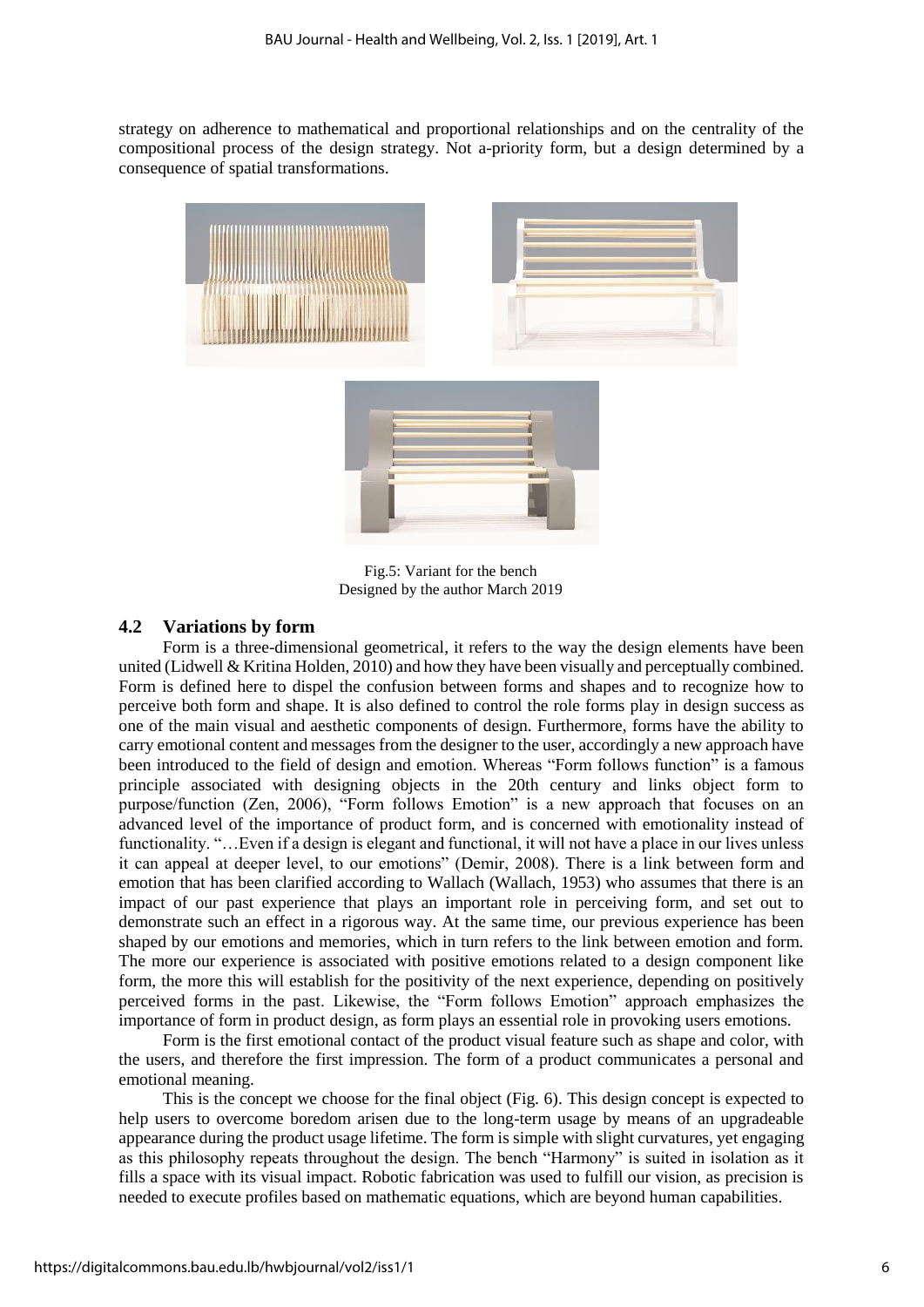strategy on adherence to mathematical and proportional relationships and on the centrality of the compositional process of the design strategy. Not a-priority form, but a design determined by a consequence of spatial transformations.

Fig.5: Variant for the bench
Designed by the author March 2019

## 4.2 Variations by form

Form is a three-dimensional geometrical, it refers to the way the design elements have been united (Lidwell & Kritina Holden, 2010) and how they have been visually and perceptually combined. Form is defined here to dispel the confusion between forms and shapes and to recognize how to perceive both form and shape. It is also defined to control the role forms play in design success as one of the main visual and aesthetic components of design. Furthermore, forms have the ability to carry emotional content and messages from the designer to the user, accordingly a new approach have been introduced to the field of design and emotion. Whereas "Form follows function" is a famous principle associated with designing objects in the 20th century and links object form to purpose/function (Zen, 2006), "Form follows Emotion" is a new approach that focuses on an advanced level of the importance of product form, and is concerned with emotionality instead of functionality. "…Even if a design is elegant and functional, it will not have a place in our lives unless it can appeal at deeper level, to our emotions" (Demir, 2008). There is a link between form and emotion that has been clarified according to Wallach (Wallach, 1953) who assumes that there is an impact of our past experience that plays an important role in perceiving form, and set out to demonstrate such an effect in a rigorous way. At the same time, our previous experience has been shaped by our emotions and memories, which in turn refers to the link between emotion and form. The more our experience is associated with positive emotions related to a design component like form, the more this will establish for the positivity of the next experience, depending on positively perceived forms in the past. Likewise, the "Form follows Emotion" approach emphasizes the importance of form in product design, as form plays an essential role in provoking users emotions.

Form is the first emotional contact of the product visual feature such as shape and color, with the users, and therefore the first impression. The form of a product communicates a personal and emotional meaning.

This is the concept we choose for the final object (Fig. 6). This design concept is expected to help users to overcome boredom arisen due to the long-term usage by means of an upgradeable appearance during the product usage lifetime. The form is simple with slight curvatures, yet engaging as this philosophy repeats throughout the design. The bench "Harmony" is suited in isolation as it fills a space with its visual impact. Robotic fabrication was used to fulfill our vision, as precision is needed to execute profiles based on mathematic equations, which are beyond human capabilities.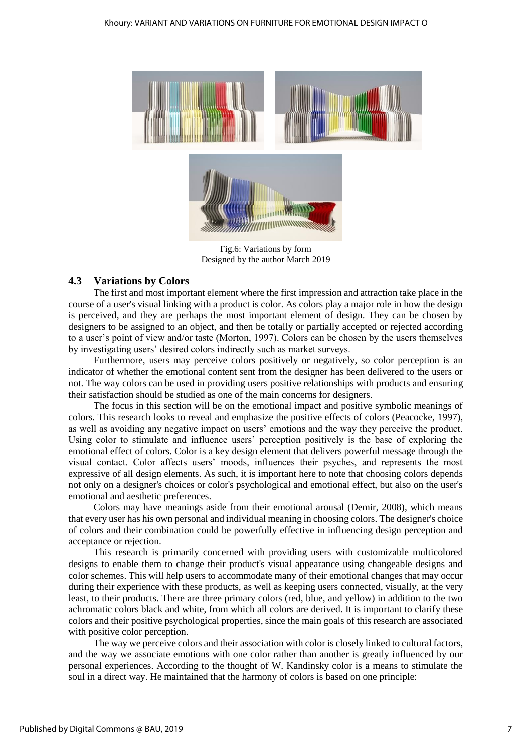Fig.6: Variations by form
Designed by the author March 2019

### 4.3 Variations by Colors

The first and most important element where the first impression and attraction take place in the course of a user's visual linking with a product is color. As colors play a major role in how the design is perceived, and they are perhaps the most important element of design. They can be chosen by designers to be assigned to an object, and then be totally or partially accepted or rejected according to a user's point of view and/or taste (Morton, 1997). Colors can be chosen by the users themselves by investigating users' desired colors indirectly such as market surveys.

Furthermore, users may perceive colors positively or negatively, so color perception is an indicator of whether the emotional content sent from the designer has been delivered to the users or not. The way colors can be used in providing users positive relationships with products and ensuring their satisfaction should be studied as one of the main concerns for designers.

The focus in this section will be on the emotional impact and positive symbolic meanings of colors. This research looks to reveal and emphasize the positive effects of colors (Peacocke, 1997), as well as avoiding any negative impact on users' emotions and the way they perceive the product. Using color to stimulate and influence users' perception positively is the base of exploring the emotional effect of colors. Color is a key design element that delivers powerful message through the visual contact. Color affects users' moods, influences their psyches, and represents the most expressive of all design elements. As such, it is important here to note that choosing colors depends not only on a designer's choices or color's psychological and emotional effect, but also on the user's emotional and aesthetic preferences.

Colors may have meanings aside from their emotional arousal (Demir, 2008), which means that every user has his own personal and individual meaning in choosing colors. The designer's choice of colors and their combination could be powerfully effective in influencing design perception and acceptance or rejection.

This research is primarily concerned with providing users with customizable multicolored designs to enable them to change their product's visual appearance using changeable designs and color schemes. This will help users to accommodate many of their emotional changes that may occur during their experience with these products, as well as keeping users connected, visually, at the very least, to their products. There are three primary colors (red, blue, and yellow) in addition to the two achromatic colors black and white, from which all colors are derived. It is important to clarify these colors and their positive psychological properties, since the main goals of this research are associated with positive color perception.

The way we perceive colors and their association with color is closely linked to cultural factors, and the way we associate emotions with one color rather than another is greatly influenced by our personal experiences. According to the thought of W. Kandinsky color is a means to stimulate the soul in a direct way. He maintained that the harmony of colors is based on one principle: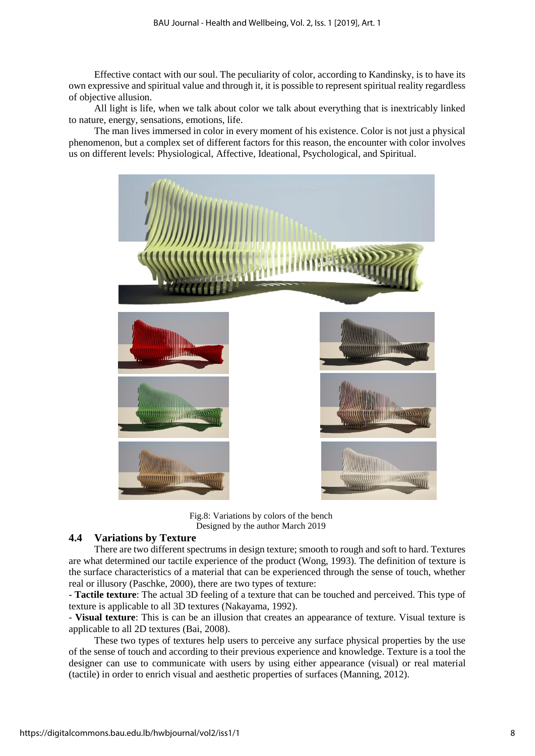Effective contact with our soul. The peculiarity of color, according to Kandinsky, is to have its own expressive and spiritual value and through it, it is possible to represent spiritual reality regardless of objective allusion.

All light is life, when we talk about color we talk about everything that is inextricably linked to nature, energy, sensations, emotions, life.

The man lives immersed in color in every moment of his existence. Color is not just a physical phenomenon, but a complex set of different factors for this reason, the encounter with color involves us on different levels: Physiological, Affective, Ideational, Psychological, and Spiritual.

Fig.8: Variations by colors of the bench
Designed by the author March 2019

### 4.4 Variations by Texture

There are two different spectrums in design texture; smooth to rough and soft to hard. Textures are what determined our tactile experience of the product (Wong, 1993). The definition of texture is the surface characteristics of a material that can be experienced through the sense of touch, whether real or illusory (Paschke, 2000), there are two types of texture:

- **Tactile texture**: The actual 3D feeling of a texture that can be touched and perceived. This type of texture is applicable to all 3D textures (Nakayama, 1992).
- **Visual texture**: This is can be an illusion that creates an appearance of texture. Visual texture is applicable to all 2D textures (Bai, 2008).

These two types of textures help users to perceive any surface physical properties by the use of the sense of touch and according to their previous experience and knowledge. Texture is a tool the designer can use to communicate with users by using either appearance (visual) or real material (tactile) in order to enrich visual and aesthetic properties of surfaces (Manning, 2012).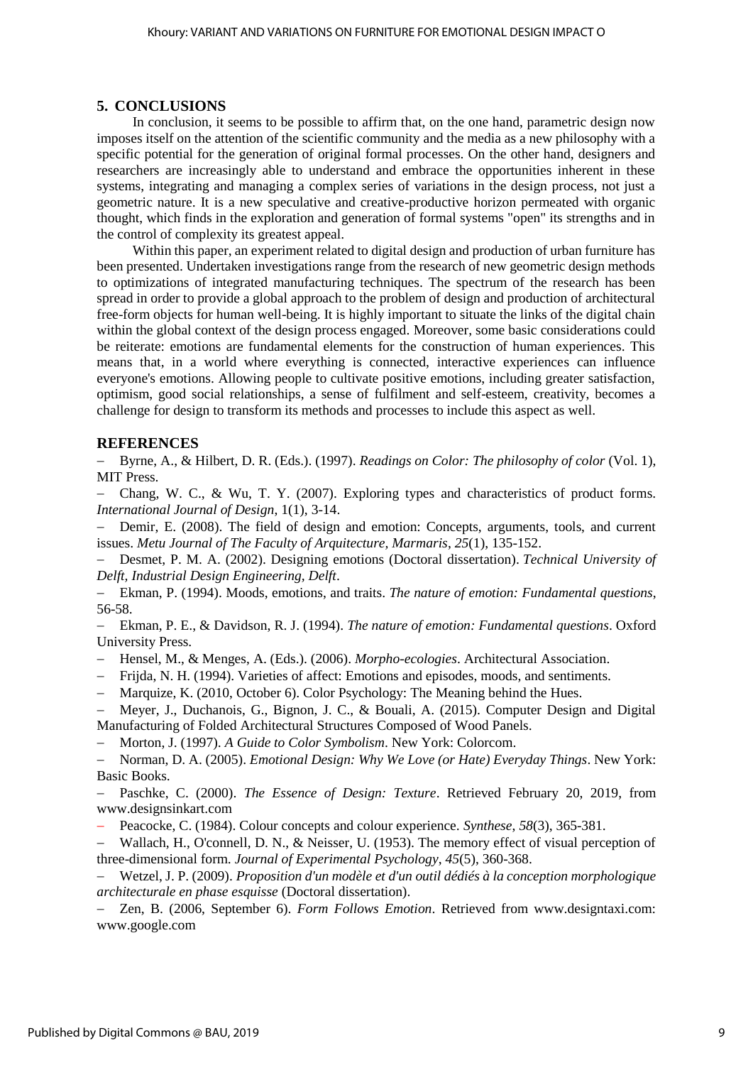## 5. CONCLUSIONS

In conclusion, it seems to be possible to affirm that, on the one hand, parametric design now imposes itself on the attention of the scientific community and the media as a new philosophy with a specific potential for the generation of original formal processes. On the other hand, designers and researchers are increasingly able to understand and embrace the opportunities inherent in these systems, integrating and managing a complex series of variations in the design process, not just a geometric nature. It is a new speculative and creative-productive horizon permeated with organic thought, which finds in the exploration and generation of formal systems "open" its strengths and in the control of complexity its greatest appeal.

Within this paper, an experiment related to digital design and production of urban furniture has been presented. Undertaken investigations range from the research of new geometric design methods to optimizations of integrated manufacturing techniques. The spectrum of the research has been spread in order to provide a global approach to the problem of design and production of architectural free-form objects for human well-being. It is highly important to situate the links of the digital chain within the global context of the design process engaged. Moreover, some basic considerations could be reiterate: emotions are fundamental elements for the construction of human experiences. This means that, in a world where everything is connected, interactive experiences can influence everyone's emotions. Allowing people to cultivate positive emotions, including greater satisfaction, optimism, good social relationships, a sense of fulfilment and self-esteem, creativity, becomes a challenge for design to transform its methods and processes to include this aspect as well.

## REFERENCES

- Byrne, A., & Hilbert, D. R. (Eds.). (1997). *Readings on Color: The philosophy of color* (Vol. 1), MIT Press.
- Chang, W. C., & Wu, T. Y. (2007). Exploring types and characteristics of product forms. *International Journal of Design*, 1(1), 3-14.
- Demir, E. (2008). The field of design and emotion: Concepts, arguments, tools, and current issues. *Metu Journal of The Faculty of Arquitecture, Marmaris*, *25*(1), 135-152.
- Desmet, P. M. A. (2002). Designing emotions (Doctoral dissertation). *Technical University of Delft, Industrial Design Engineering, Delft*.
- Ekman, P. (1994). Moods, emotions, and traits. *The nature of emotion: Fundamental questions*, 56-58.
- Ekman, P. E., & Davidson, R. J. (1994). *The nature of emotion: Fundamental questions*. Oxford University Press.
- Hensel, M., & Menges, A. (Eds.). (2006). *Morpho-ecologies*. Architectural Association.
- Frijda, N. H. (1994). Varieties of affect: Emotions and episodes, moods, and sentiments.
- Marquize, K. (2010, October 6). Color Psychology: The Meaning behind the Hues.
- Meyer, J., Duchanois, G., Bignon, J. C., & Bouali, A. (2015). Computer Design and Digital Manufacturing of Folded Architectural Structures Composed of Wood Panels.
- Morton, J. (1997). *A Guide to Color Symbolism*. New York: Colorcom.
- Norman, D. A. (2005). *Emotional Design: Why We Love (or Hate) Everyday Things*. New York: Basic Books.
- Paschke, C. (2000). *The Essence of Design: Texture*. Retrieved February 20, 2019, from www.designsinkart.com
- Peacocke, C. (1984). Colour concepts and colour experience. *Synthese*, *58*(3), 365-381.
- Wallach, H., O'connell, D. N., & Neisser, U. (1953). The memory effect of visual perception of three-dimensional form. *Journal of Experimental Psychology*, *45*(5), 360-368.
- Wetzel, J. P. (2009). *Proposition d'un modèle et d'un outil dédiés à la conception morphologique architecturale en phase esquisse* (Doctoral dissertation).
- Zen, B. (2006, September 6). *Form Follows Emotion*. Retrieved from www.designtaxi.com: www.google.com